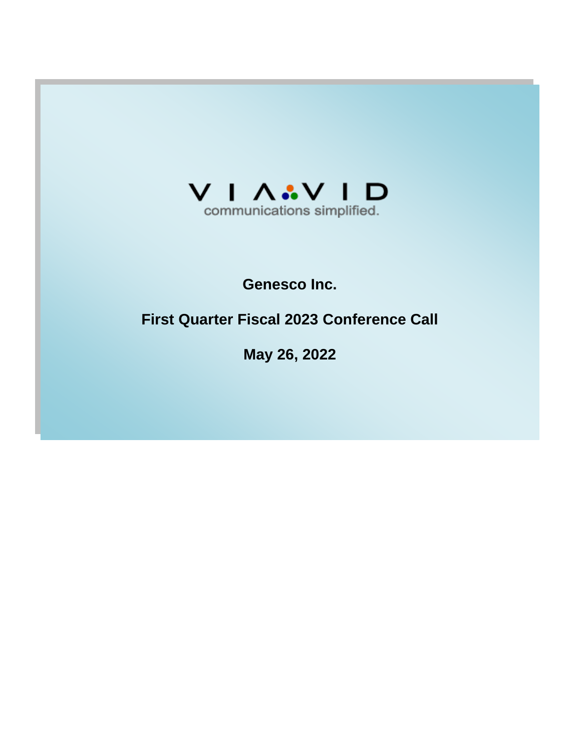VIAVID

communications simplified.

# Genesco Inc.

## First Quarter Fiscal 2023 Conference Call

## May 26, 2022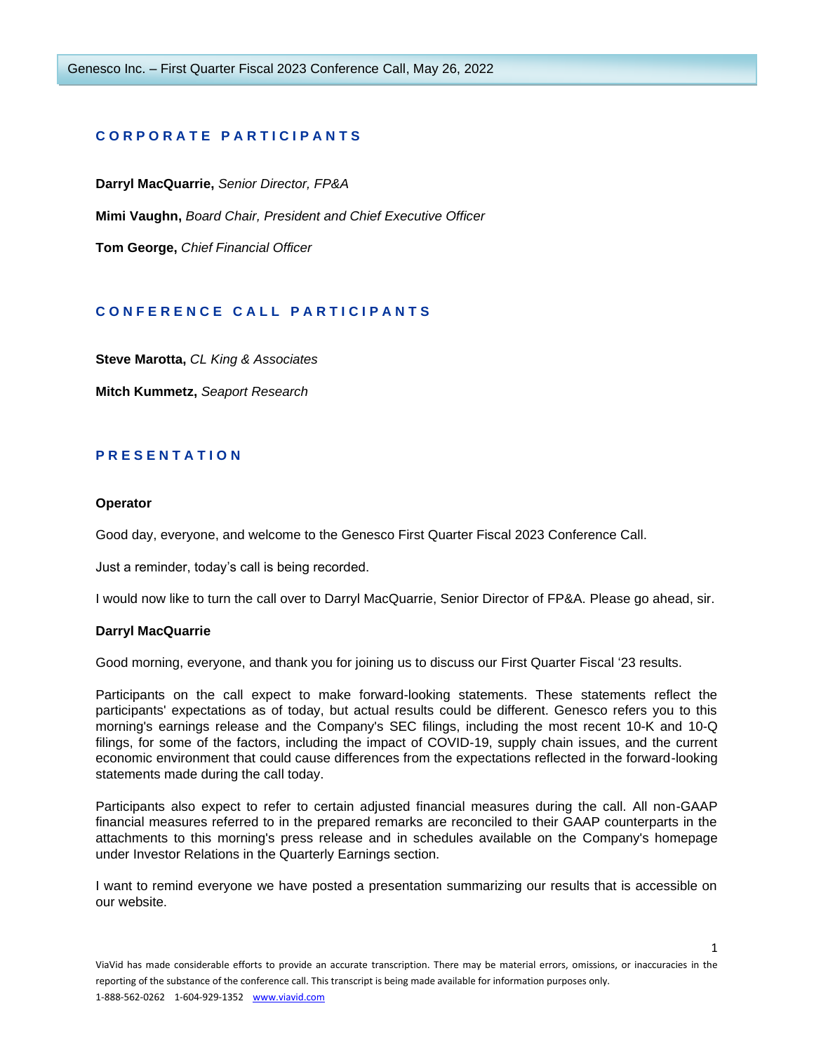## CORPORATE PARTICIPANTS

**Darryl MacQuarrie,** *Senior Director, FP&A*

**Mimi Vaughn,** *Board Chair, President and Chief Executive Officer*

**Tom George,** *Chief Financial Officer*

## CONFERENCE CALL PARTICIPANTS

**Steve Marotta,** *CL King & Associates*

**Mitch Kummetz,** *Seaport Research*

## PRESENTATION

**Operator**

Good day, everyone, and welcome to the Genesco First Quarter Fiscal 2023 Conference Call.

Just a reminder, today's call is being recorded.

I would now like to turn the call over to Darryl MacQuarrie, Senior Director of FP&A. Please go ahead, sir.

**Darryl MacQuarrie**

Good morning, everyone, and thank you for joining us to discuss our First Quarter Fiscal '23 results.

Participants on the call expect to make forward-looking statements. These statements reflect the participants' expectations as of today, but actual results could be different. Genesco refers you to this morning's earnings release and the Company's SEC filings, including the most recent 10-K and 10-Q filings, for some of the factors, including the impact of COVID-19, supply chain issues, and the current economic environment that could cause differences from the expectations reflected in the forward-looking statements made during the call today.

Participants also expect to refer to certain adjusted financial measures during the call. All non-GAAP financial measures referred to in the prepared remarks are reconciled to their GAAP counterparts in the attachments to this morning's press release and in schedules available on the Company's homepage under Investor Relations in the Quarterly Earnings section.

I want to remind everyone we have posted a presentation summarizing our results that is accessible on our website.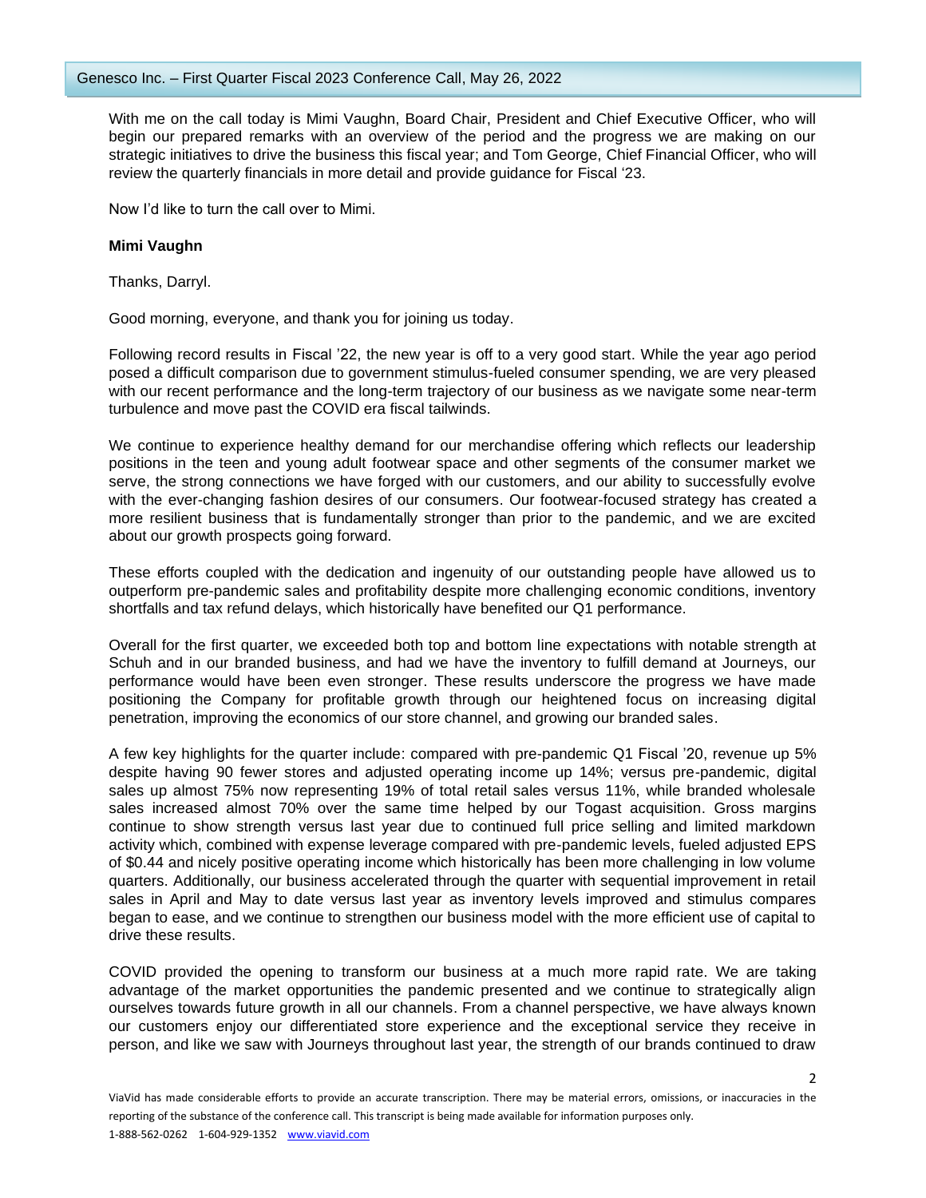With me on the call today is Mimi Vaughn, Board Chair, President and Chief Executive Officer, who will begin our prepared remarks with an overview of the period and the progress we are making on our strategic initiatives to drive the business this fiscal year; and Tom George, Chief Financial Officer, who will review the quarterly financials in more detail and provide guidance for Fiscal '23.

Now I'd like to turn the call over to Mimi.

**Mimi Vaughn**

Thanks, Darryl.

Good morning, everyone, and thank you for joining us today.

Following record results in Fiscal '22, the new year is off to a very good start. While the year ago period posed a difficult comparison due to government stimulus-fueled consumer spending, we are very pleased with our recent performance and the long-term trajectory of our business as we navigate some near-term turbulence and move past the COVID era fiscal tailwinds.

We continue to experience healthy demand for our merchandise offering which reflects our leadership positions in the teen and young adult footwear space and other segments of the consumer market we serve, the strong connections we have forged with our customers, and our ability to successfully evolve with the ever-changing fashion desires of our consumers. Our footwear-focused strategy has created a more resilient business that is fundamentally stronger than prior to the pandemic, and we are excited about our growth prospects going forward.

These efforts coupled with the dedication and ingenuity of our outstanding people have allowed us to outperform pre-pandemic sales and profitability despite more challenging economic conditions, inventory shortfalls and tax refund delays, which historically have benefited our Q1 performance.

Overall for the first quarter, we exceeded both top and bottom line expectations with notable strength at Schuh and in our branded business, and had we have the inventory to fulfill demand at Journeys, our performance would have been even stronger. These results underscore the progress we have made positioning the Company for profitable growth through our heightened focus on increasing digital penetration, improving the economics of our store channel, and growing our branded sales.

A few key highlights for the quarter include: compared with pre-pandemic Q1 Fiscal '20, revenue up 5% despite having 90 fewer stores and adjusted operating income up 14%; versus pre-pandemic, digital sales up almost 75% now representing 19% of total retail sales versus 11%, while branded wholesale sales increased almost 70% over the same time helped by our Togast acquisition. Gross margins continue to show strength versus last year due to continued full price selling and limited markdown activity which, combined with expense leverage compared with pre-pandemic levels, fueled adjusted EPS of $0.44 and nicely positive operating income which historically has been more challenging in low volume quarters. Additionally, our business accelerated through the quarter with sequential improvement in retail sales in April and May to date versus last year as inventory levels improved and stimulus compares began to ease, and we continue to strengthen our business model with the more efficient use of capital to drive these results.

COVID provided the opening to transform our business at a much more rapid rate. We are taking advantage of the market opportunities the pandemic presented and we continue to strategically align ourselves towards future growth in all our channels. From a channel perspective, we have always known our customers enjoy our differentiated store experience and the exceptional service they receive in person, and like we saw with Journeys throughout last year, the strength of our brands continued to draw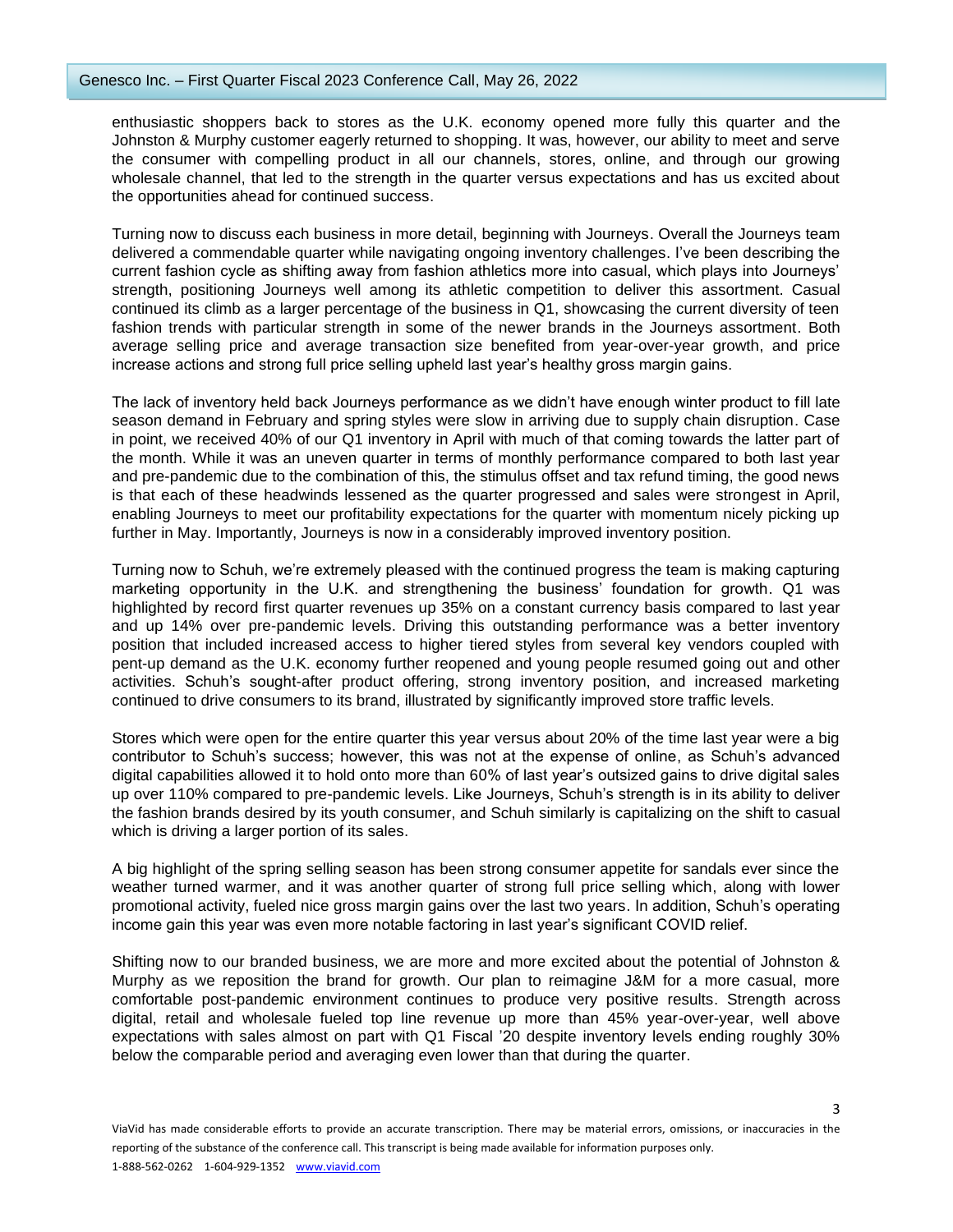enthusiastic shoppers back to stores as the U.K. economy opened more fully this quarter and the Johnston & Murphy customer eagerly returned to shopping. It was, however, our ability to meet and serve the consumer with compelling product in all our channels, stores, online, and through our growing wholesale channel, that led to the strength in the quarter versus expectations and has us excited about the opportunities ahead for continued success.

Turning now to discuss each business in more detail, beginning with Journeys. Overall the Journeys team delivered a commendable quarter while navigating ongoing inventory challenges. I've been describing the current fashion cycle as shifting away from fashion athletics more into casual, which plays into Journeys' strength, positioning Journeys well among its athletic competition to deliver this assortment. Casual continued its climb as a larger percentage of the business in Q1, showcasing the current diversity of teen fashion trends with particular strength in some of the newer brands in the Journeys assortment. Both average selling price and average transaction size benefited from year-over-year growth, and price increase actions and strong full price selling upheld last year's healthy gross margin gains.

The lack of inventory held back Journeys performance as we didn't have enough winter product to fill late season demand in February and spring styles were slow in arriving due to supply chain disruption. Case in point, we received 40% of our Q1 inventory in April with much of that coming towards the latter part of the month. While it was an uneven quarter in terms of monthly performance compared to both last year and pre-pandemic due to the combination of this, the stimulus offset and tax refund timing, the good news is that each of these headwinds lessened as the quarter progressed and sales were strongest in April, enabling Journeys to meet our profitability expectations for the quarter with momentum nicely picking up further in May. Importantly, Journeys is now in a considerably improved inventory position.

Turning now to Schuh, we're extremely pleased with the continued progress the team is making capturing marketing opportunity in the U.K. and strengthening the business' foundation for growth. Q1 was highlighted by record first quarter revenues up 35% on a constant currency basis compared to last year and up 14% over pre-pandemic levels. Driving this outstanding performance was a better inventory position that included increased access to higher tiered styles from several key vendors coupled with pent-up demand as the U.K. economy further reopened and young people resumed going out and other activities. Schuh's sought-after product offering, strong inventory position, and increased marketing continued to drive consumers to its brand, illustrated by significantly improved store traffic levels.

Stores which were open for the entire quarter this year versus about 20% of the time last year were a big contributor to Schuh's success; however, this was not at the expense of online, as Schuh's advanced digital capabilities allowed it to hold onto more than 60% of last year's outsized gains to drive digital sales up over 110% compared to pre-pandemic levels. Like Journeys, Schuh's strength is in its ability to deliver the fashion brands desired by its youth consumer, and Schuh similarly is capitalizing on the shift to casual which is driving a larger portion of its sales.

A big highlight of the spring selling season has been strong consumer appetite for sandals ever since the weather turned warmer, and it was another quarter of strong full price selling which, along with lower promotional activity, fueled nice gross margin gains over the last two years. In addition, Schuh's operating income gain this year was even more notable factoring in last year's significant COVID relief.

Shifting now to our branded business, we are more and more excited about the potential of Johnston & Murphy as we reposition the brand for growth. Our plan to reimagine J&M for a more casual, more comfortable post-pandemic environment continues to produce very positive results. Strength across digital, retail and wholesale fueled top line revenue up more than 45% year-over-year, well above expectations with sales almost on part with Q1 Fiscal '20 despite inventory levels ending roughly 30% below the comparable period and averaging even lower than that during the quarter.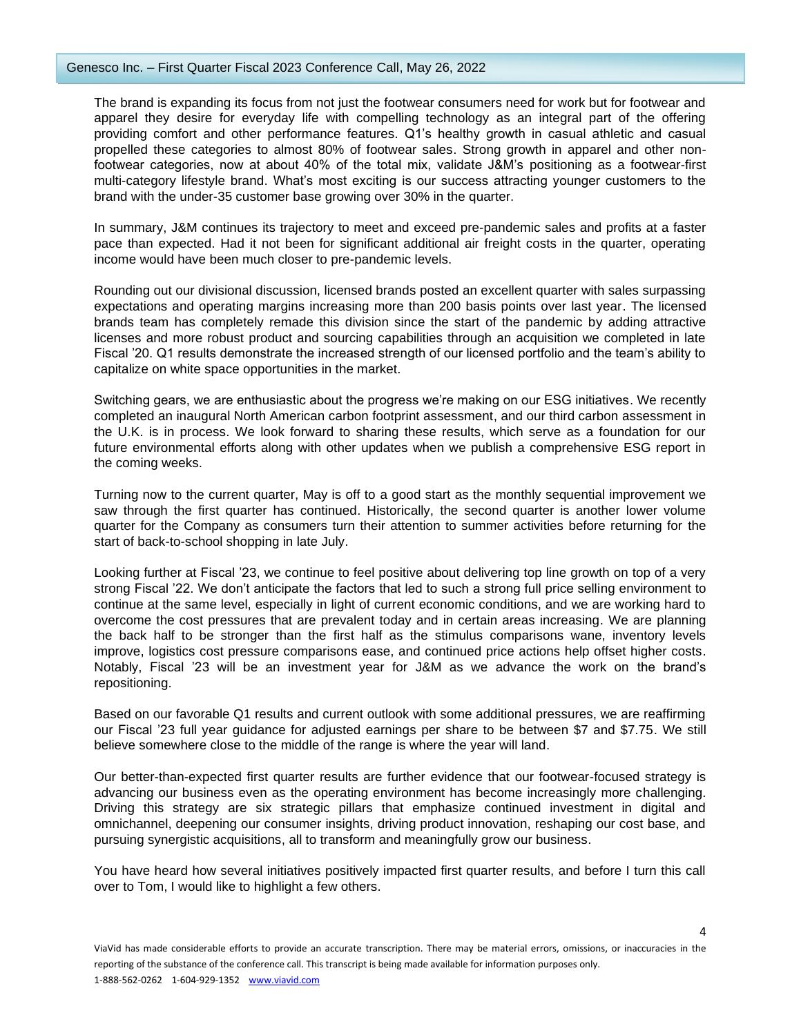The brand is expanding its focus from not just the footwear consumers need for work but for footwear and apparel they desire for everyday life with compelling technology as an integral part of the offering providing comfort and other performance features. Q1's healthy growth in casual athletic and casual propelled these categories to almost 80% of footwear sales. Strong growth in apparel and other non-footwear categories, now at about 40% of the total mix, validate J&M's positioning as a footwear-first multi-category lifestyle brand. What's most exciting is our success attracting younger customers to the brand with the under-35 customer base growing over 30% in the quarter.

In summary, J&M continues its trajectory to meet and exceed pre-pandemic sales and profits at a faster pace than expected. Had it not been for significant additional air freight costs in the quarter, operating income would have been much closer to pre-pandemic levels.

Rounding out our divisional discussion, licensed brands posted an excellent quarter with sales surpassing expectations and operating margins increasing more than 200 basis points over last year. The licensed brands team has completely remade this division since the start of the pandemic by adding attractive licenses and more robust product and sourcing capabilities through an acquisition we completed in late Fiscal '20. Q1 results demonstrate the increased strength of our licensed portfolio and the team's ability to capitalize on white space opportunities in the market.

Switching gears, we are enthusiastic about the progress we're making on our ESG initiatives. We recently completed an inaugural North American carbon footprint assessment, and our third carbon assessment in the U.K. is in process. We look forward to sharing these results, which serve as a foundation for our future environmental efforts along with other updates when we publish a comprehensive ESG report in the coming weeks.

Turning now to the current quarter, May is off to a good start as the monthly sequential improvement we saw through the first quarter has continued. Historically, the second quarter is another lower volume quarter for the Company as consumers turn their attention to summer activities before returning for the start of back-to-school shopping in late July.

Looking further at Fiscal '23, we continue to feel positive about delivering top line growth on top of a very strong Fiscal '22. We don't anticipate the factors that led to such a strong full price selling environment to continue at the same level, especially in light of current economic conditions, and we are working hard to overcome the cost pressures that are prevalent today and in certain areas increasing. We are planning the back half to be stronger than the first half as the stimulus comparisons wane, inventory levels improve, logistics cost pressure comparisons ease, and continued price actions help offset higher costs. Notably, Fiscal '23 will be an investment year for J&M as we advance the work on the brand's repositioning.

Based on our favorable Q1 results and current outlook with some additional pressures, we are reaffirming our Fiscal '23 full year guidance for adjusted earnings per share to be between $7 and $7.75. We still believe somewhere close to the middle of the range is where the year will land.

Our better-than-expected first quarter results are further evidence that our footwear-focused strategy is advancing our business even as the operating environment has become increasingly more challenging. Driving this strategy are six strategic pillars that emphasize continued investment in digital and omnichannel, deepening our consumer insights, driving product innovation, reshaping our cost base, and pursuing synergistic acquisitions, all to transform and meaningfully grow our business.

You have heard how several initiatives positively impacted first quarter results, and before I turn this call over to Tom, I would like to highlight a few others.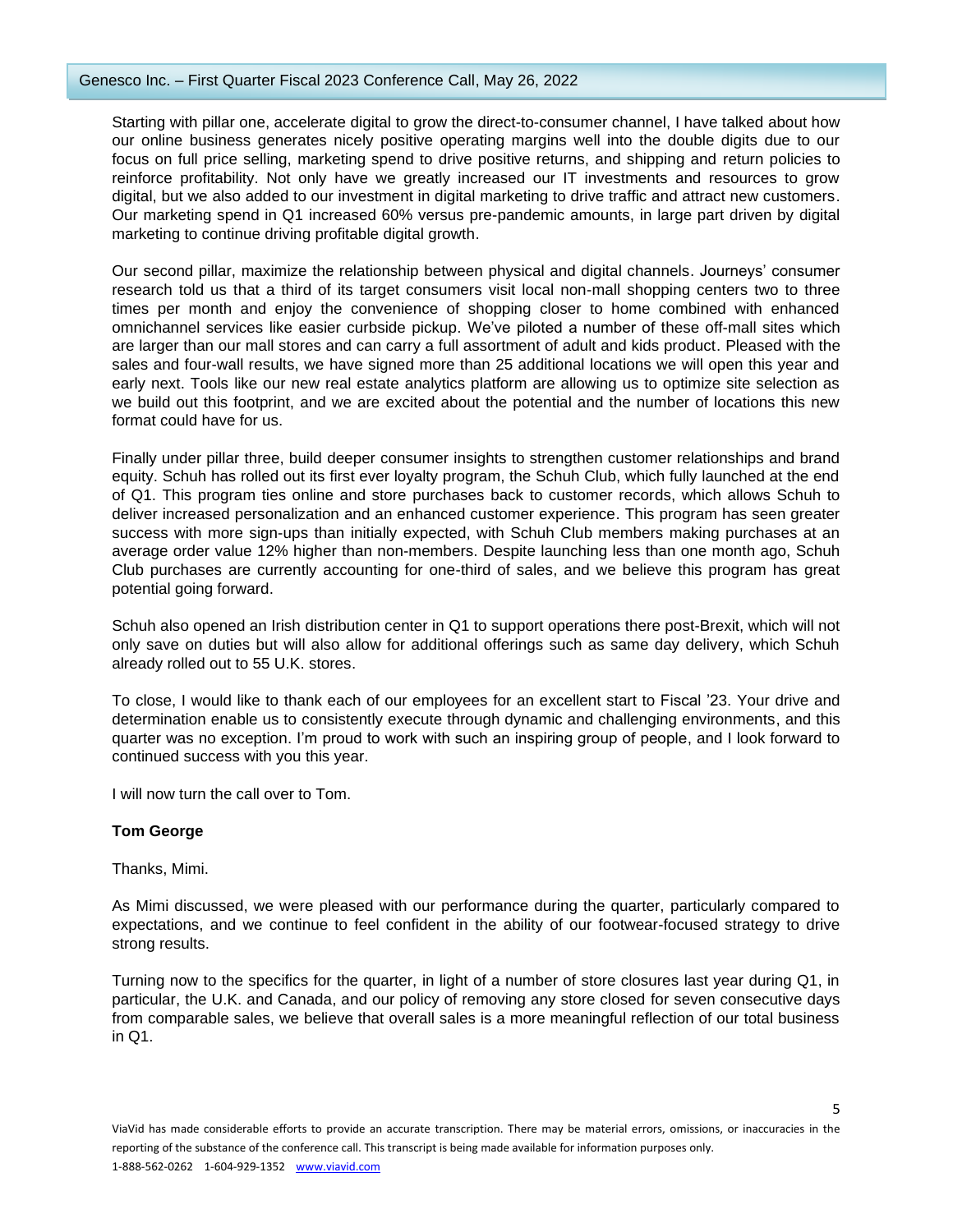Starting with pillar one, accelerate digital to grow the direct-to-consumer channel, I have talked about how our online business generates nicely positive operating margins well into the double digits due to our focus on full price selling, marketing spend to drive positive returns, and shipping and return policies to reinforce profitability. Not only have we greatly increased our IT investments and resources to grow digital, but we also added to our investment in digital marketing to drive traffic and attract new customers. Our marketing spend in Q1 increased 60% versus pre-pandemic amounts, in large part driven by digital marketing to continue driving profitable digital growth.

Our second pillar, maximize the relationship between physical and digital channels. Journeys' consumer research told us that a third of its target consumers visit local non-mall shopping centers two to three times per month and enjoy the convenience of shopping closer to home combined with enhanced omnichannel services like easier curbside pickup. We've piloted a number of these off-mall sites which are larger than our mall stores and can carry a full assortment of adult and kids product. Pleased with the sales and four-wall results, we have signed more than 25 additional locations we will open this year and early next. Tools like our new real estate analytics platform are allowing us to optimize site selection as we build out this footprint, and we are excited about the potential and the number of locations this new format could have for us.

Finally under pillar three, build deeper consumer insights to strengthen customer relationships and brand equity. Schuh has rolled out its first ever loyalty program, the Schuh Club, which fully launched at the end of Q1. This program ties online and store purchases back to customer records, which allows Schuh to deliver increased personalization and an enhanced customer experience. This program has seen greater success with more sign-ups than initially expected, with Schuh Club members making purchases at an average order value 12% higher than non-members. Despite launching less than one month ago, Schuh Club purchases are currently accounting for one-third of sales, and we believe this program has great potential going forward.

Schuh also opened an Irish distribution center in Q1 to support operations there post-Brexit, which will not only save on duties but will also allow for additional offerings such as same day delivery, which Schuh already rolled out to 55 U.K. stores.

To close, I would like to thank each of our employees for an excellent start to Fiscal '23. Your drive and determination enable us to consistently execute through dynamic and challenging environments, and this quarter was no exception. I'm proud to work with such an inspiring group of people, and I look forward to continued success with you this year.

I will now turn the call over to Tom.

**Tom George**

Thanks, Mimi.

As Mimi discussed, we were pleased with our performance during the quarter, particularly compared to expectations, and we continue to feel confident in the ability of our footwear-focused strategy to drive strong results.

Turning now to the specifics for the quarter, in light of a number of store closures last year during Q1, in particular, the U.K. and Canada, and our policy of removing any store closed for seven consecutive days from comparable sales, we believe that overall sales is a more meaningful reflection of our total business in Q1.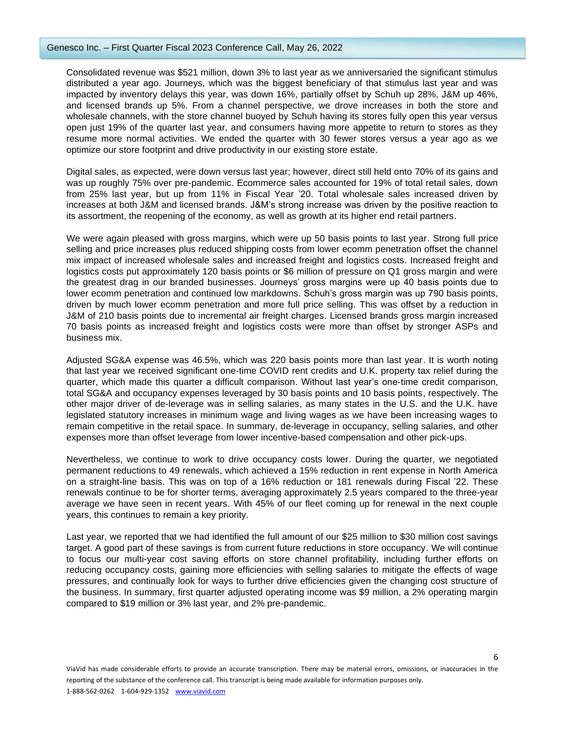Consolidated revenue was $521 million, down 3% to last year as we anniversaried the significant stimulus distributed a year ago. Journeys, which was the biggest beneficiary of that stimulus last year and was impacted by inventory delays this year, was down 16%, partially offset by Schuh up 28%, J&M up 46%, and licensed brands up 5%. From a channel perspective, we drove increases in both the store and wholesale channels, with the store channel buoyed by Schuh having its stores fully open this year versus open just 19% of the quarter last year, and consumers having more appetite to return to stores as they resume more normal activities. We ended the quarter with 30 fewer stores versus a year ago as we optimize our store footprint and drive productivity in our existing store estate.

Digital sales, as expected, were down versus last year; however, direct still held onto 70% of its gains and was up roughly 75% over pre-pandemic. Ecommerce sales accounted for 19% of total retail sales, down from 25% last year, but up from 11% in Fiscal Year '20. Total wholesale sales increased driven by increases at both J&M and licensed brands. J&M's strong increase was driven by the positive reaction to its assortment, the reopening of the economy, as well as growth at its higher end retail partners.

We were again pleased with gross margins, which were up 50 basis points to last year. Strong full price selling and price increases plus reduced shipping costs from lower ecomm penetration offset the channel mix impact of increased wholesale sales and increased freight and logistics costs. Increased freight and logistics costs put approximately 120 basis points or $6 million of pressure on Q1 gross margin and were the greatest drag in our branded businesses. Journeys' gross margins were up 40 basis points due to lower ecomm penetration and continued low markdowns. Schuh's gross margin was up 790 basis points, driven by much lower ecomm penetration and more full price selling. This was offset by a reduction in J&M of 210 basis points due to incremental air freight charges. Licensed brands gross margin increased 70 basis points as increased freight and logistics costs were more than offset by stronger ASPs and business mix.

Adjusted SG&A expense was 46.5%, which was 220 basis points more than last year. It is worth noting that last year we received significant one-time COVID rent credits and U.K. property tax relief during the quarter, which made this quarter a difficult comparison. Without last year's one-time credit comparison, total SG&A and occupancy expenses leveraged by 30 basis points and 10 basis points, respectively. The other major driver of de-leverage was in selling salaries, as many states in the U.S. and the U.K. have legislated statutory increases in minimum wage and living wages as we have been increasing wages to remain competitive in the retail space. In summary, de-leverage in occupancy, selling salaries, and other expenses more than offset leverage from lower incentive-based compensation and other pick-ups.

Nevertheless, we continue to work to drive occupancy costs lower. During the quarter, we negotiated permanent reductions to 49 renewals, which achieved a 15% reduction in rent expense in North America on a straight-line basis. This was on top of a 16% reduction or 181 renewals during Fiscal '22. These renewals continue to be for shorter terms, averaging approximately 2.5 years compared to the three-year average we have seen in recent years. With 45% of our fleet coming up for renewal in the next couple years, this continues to remain a key priority.

Last year, we reported that we had identified the full amount of our $25 million to $30 million cost savings target. A good part of these savings is from current future reductions in store occupancy. We will continue to focus our multi-year cost saving efforts on store channel profitability, including further efforts on reducing occupancy costs, gaining more efficiencies with selling salaries to mitigate the effects of wage pressures, and continually look for ways to further drive efficiencies given the changing cost structure of the business. In summary, first quarter adjusted operating income was $9 million, a 2% operating margin compared to $19 million or 3% last year, and 2% pre-pandemic.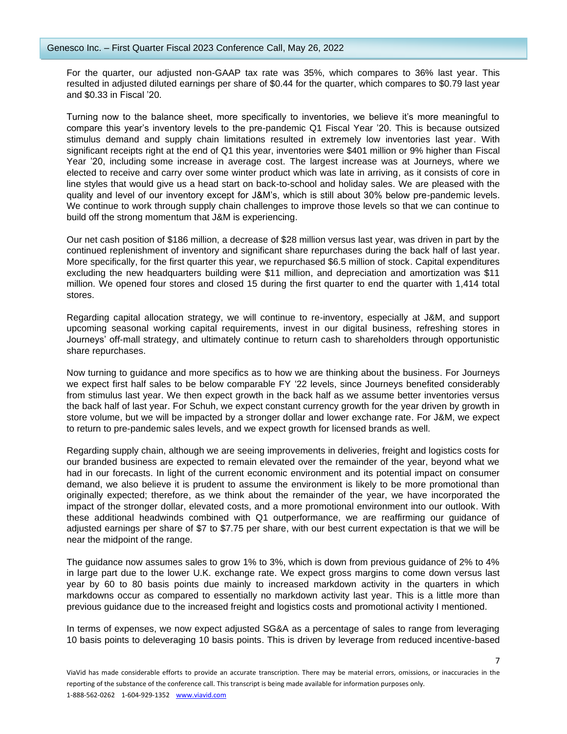For the quarter, our adjusted non-GAAP tax rate was 35%, which compares to 36% last year. This resulted in adjusted diluted earnings per share of $0.44 for the quarter, which compares to $0.79 last year and $0.33 in Fiscal '20.

Turning now to the balance sheet, more specifically to inventories, we believe it's more meaningful to compare this year's inventory levels to the pre-pandemic Q1 Fiscal Year '20. This is because outsized stimulus demand and supply chain limitations resulted in extremely low inventories last year. With significant receipts right at the end of Q1 this year, inventories were $401 million or 9% higher than Fiscal Year '20, including some increase in average cost. The largest increase was at Journeys, where we elected to receive and carry over some winter product which was late in arriving, as it consists of core in line styles that would give us a head start on back-to-school and holiday sales. We are pleased with the quality and level of our inventory except for J&M's, which is still about 30% below pre-pandemic levels. We continue to work through supply chain challenges to improve those levels so that we can continue to build off the strong momentum that J&M is experiencing.

Our net cash position of $186 million, a decrease of $28 million versus last year, was driven in part by the continued replenishment of inventory and significant share repurchases during the back half of last year. More specifically, for the first quarter this year, we repurchased $6.5 million of stock. Capital expenditures excluding the new headquarters building were $11 million, and depreciation and amortization was $11 million. We opened four stores and closed 15 during the first quarter to end the quarter with 1,414 total stores.

Regarding capital allocation strategy, we will continue to re-inventory, especially at J&M, and support upcoming seasonal working capital requirements, invest in our digital business, refreshing stores in Journeys' off-mall strategy, and ultimately continue to return cash to shareholders through opportunistic share repurchases.

Now turning to guidance and more specifics as to how we are thinking about the business. For Journeys we expect first half sales to be below comparable FY '22 levels, since Journeys benefited considerably from stimulus last year. We then expect growth in the back half as we assume better inventories versus the back half of last year. For Schuh, we expect constant currency growth for the year driven by growth in store volume, but we will be impacted by a stronger dollar and lower exchange rate. For J&M, we expect to return to pre-pandemic sales levels, and we expect growth for licensed brands as well.

Regarding supply chain, although we are seeing improvements in deliveries, freight and logistics costs for our branded business are expected to remain elevated over the remainder of the year, beyond what we had in our forecasts. In light of the current economic environment and its potential impact on consumer demand, we also believe it is prudent to assume the environment is likely to be more promotional than originally expected; therefore, as we think about the remainder of the year, we have incorporated the impact of the stronger dollar, elevated costs, and a more promotional environment into our outlook. With these additional headwinds combined with Q1 outperformance, we are reaffirming our guidance of adjusted earnings per share of $7 to $7.75 per share, with our best current expectation is that we will be near the midpoint of the range.

The guidance now assumes sales to grow 1% to 3%, which is down from previous guidance of 2% to 4% in large part due to the lower U.K. exchange rate. We expect gross margins to come down versus last year by 60 to 80 basis points due mainly to increased markdown activity in the quarters in which markdowns occur as compared to essentially no markdown activity last year. This is a little more than previous guidance due to the increased freight and logistics costs and promotional activity I mentioned.

In terms of expenses, we now expect adjusted SG&A as a percentage of sales to range from leveraging 10 basis points to deleveraging 10 basis points. This is driven by leverage from reduced incentive-based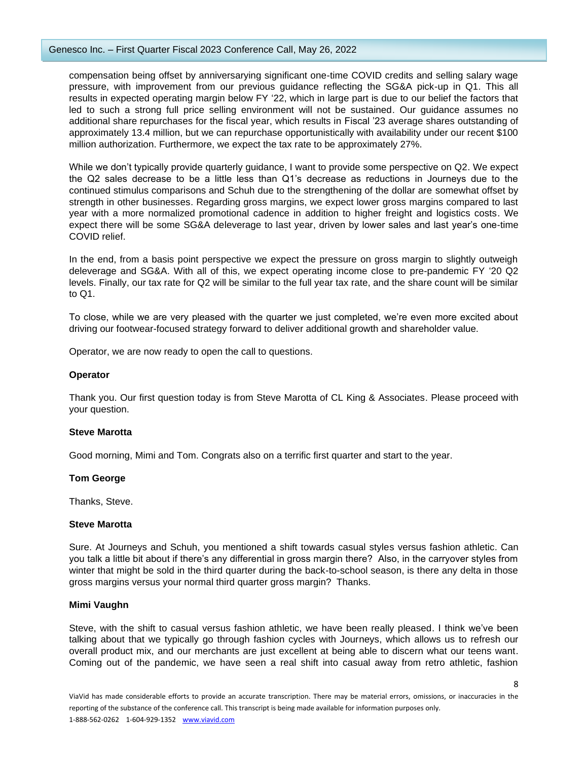compensation being offset by anniversarying significant one-time COVID credits and selling salary wage pressure, with improvement from our previous guidance reflecting the SG&A pick-up in Q1. This all results in expected operating margin below FY '22, which in large part is due to our belief the factors that led to such a strong full price selling environment will not be sustained. Our guidance assumes no additional share repurchases for the fiscal year, which results in Fiscal '23 average shares outstanding of approximately 13.4 million, but we can repurchase opportunistically with availability under our recent $100 million authorization. Furthermore, we expect the tax rate to be approximately 27%.

While we don't typically provide quarterly guidance, I want to provide some perspective on Q2. We expect the Q2 sales decrease to be a little less than Q1's decrease as reductions in Journeys due to the continued stimulus comparisons and Schuh due to the strengthening of the dollar are somewhat offset by strength in other businesses. Regarding gross margins, we expect lower gross margins compared to last year with a more normalized promotional cadence in addition to higher freight and logistics costs. We expect there will be some SG&A deleverage to last year, driven by lower sales and last year's one-time COVID relief.

In the end, from a basis point perspective we expect the pressure on gross margin to slightly outweigh deleverage and SG&A. With all of this, we expect operating income close to pre-pandemic FY '20 Q2 levels. Finally, our tax rate for Q2 will be similar to the full year tax rate, and the share count will be similar to Q1.

To close, while we are very pleased with the quarter we just completed, we're even more excited about driving our footwear-focused strategy forward to deliver additional growth and shareholder value.

Operator, we are now ready to open the call to questions.

**Operator**

Thank you. Our first question today is from Steve Marotta of CL King & Associates. Please proceed with your question.

**Steve Marotta**

Good morning, Mimi and Tom. Congrats also on a terrific first quarter and start to the year.

**Tom George**

Thanks, Steve.

**Steve Marotta**

Sure. At Journeys and Schuh, you mentioned a shift towards casual styles versus fashion athletic. Can you talk a little bit about if there's any differential in gross margin there? Also, in the carryover styles from winter that might be sold in the third quarter during the back-to-school season, is there any delta in those gross margins versus your normal third quarter gross margin? Thanks.

**Mimi Vaughn**

Steve, with the shift to casual versus fashion athletic, we have been really pleased. I think we've been talking about that we typically go through fashion cycles with Journeys, which allows us to refresh our overall product mix, and our merchants are just excellent at being able to discern what our teens want. Coming out of the pandemic, we have seen a real shift into casual away from retro athletic, fashion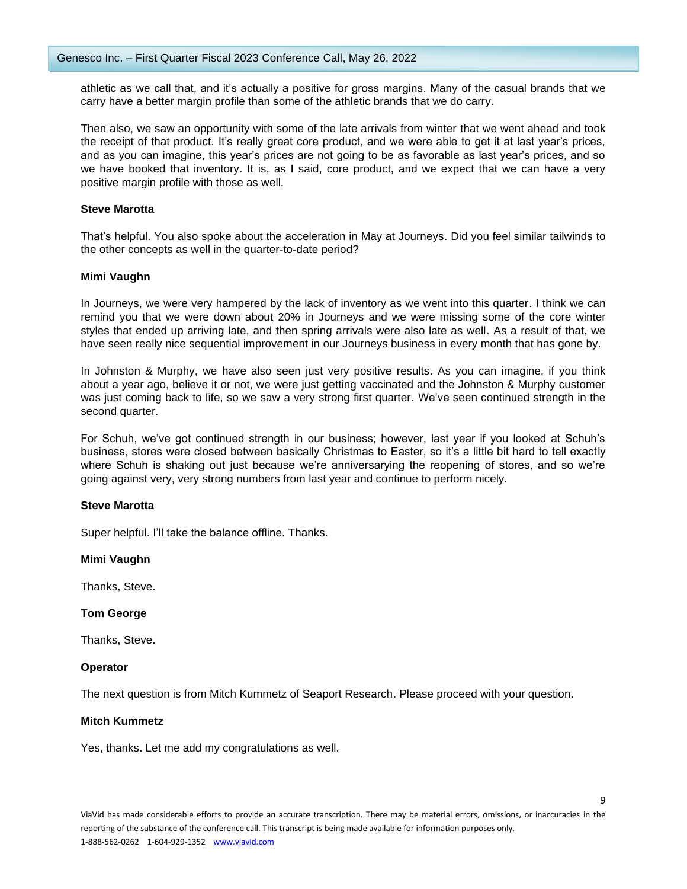athletic as we call that, and it's actually a positive for gross margins. Many of the casual brands that we carry have a better margin profile than some of the athletic brands that we do carry.

Then also, we saw an opportunity with some of the late arrivals from winter that we went ahead and took the receipt of that product. It's really great core product, and we were able to get it at last year's prices, and as you can imagine, this year's prices are not going to be as favorable as last year's prices, and so we have booked that inventory. It is, as I said, core product, and we expect that we can have a very positive margin profile with those as well.

**Steve Marotta**

That's helpful. You also spoke about the acceleration in May at Journeys. Did you feel similar tailwinds to the other concepts as well in the quarter-to-date period?

**Mimi Vaughn**

In Journeys, we were very hampered by the lack of inventory as we went into this quarter. I think we can remind you that we were down about 20% in Journeys and we were missing some of the core winter styles that ended up arriving late, and then spring arrivals were also late as well. As a result of that, we have seen really nice sequential improvement in our Journeys business in every month that has gone by.

In Johnston & Murphy, we have also seen just very positive results. As you can imagine, if you think about a year ago, believe it or not, we were just getting vaccinated and the Johnston & Murphy customer was just coming back to life, so we saw a very strong first quarter. We've seen continued strength in the second quarter.

For Schuh, we've got continued strength in our business; however, last year if you looked at Schuh's business, stores were closed between basically Christmas to Easter, so it's a little bit hard to tell exactly where Schuh is shaking out just because we're anniversarying the reopening of stores, and so we're going against very, very strong numbers from last year and continue to perform nicely.

**Steve Marotta**

Super helpful. I'll take the balance offline. Thanks.

**Mimi Vaughn**

Thanks, Steve.

**Tom George**

Thanks, Steve.

**Operator**

The next question is from Mitch Kummetz of Seaport Research. Please proceed with your question.

**Mitch Kummetz**

Yes, thanks. Let me add my congratulations as well.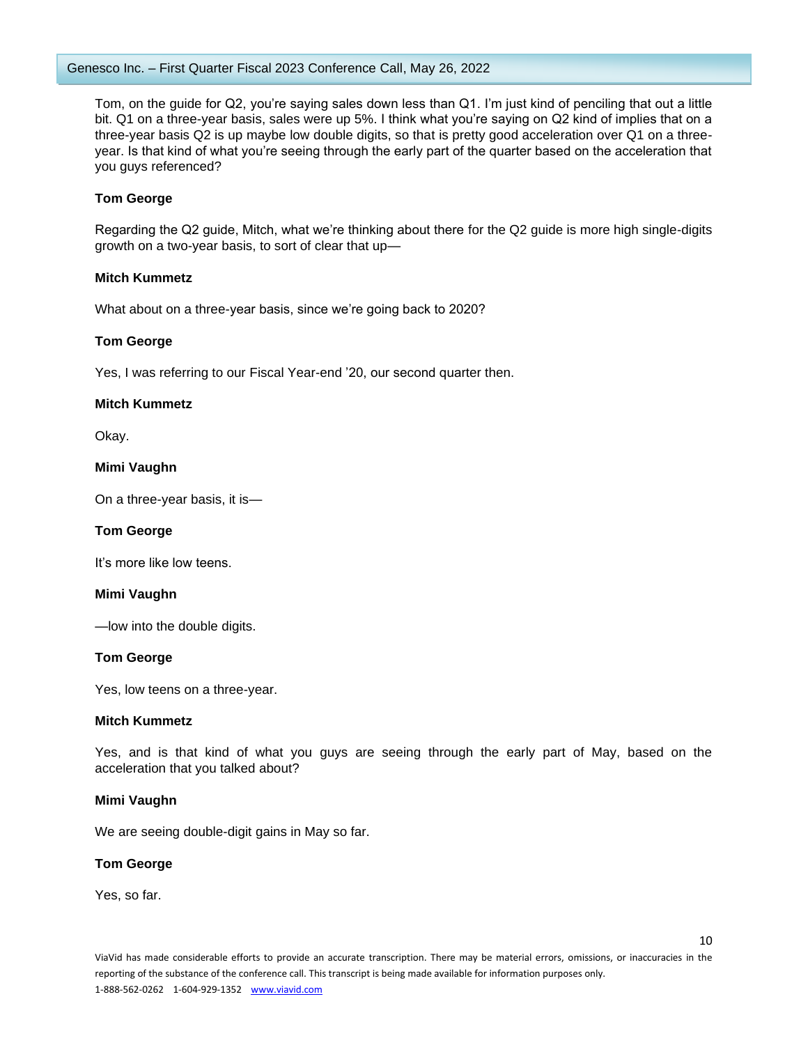Tom, on the guide for Q2, you're saying sales down less than Q1. I'm just kind of penciling that out a little bit. Q1 on a three-year basis, sales were up 5%. I think what you're saying on Q2 kind of implies that on a three-year basis Q2 is up maybe low double digits, so that is pretty good acceleration over Q1 on a three-year. Is that kind of what you're seeing through the early part of the quarter based on the acceleration that you guys referenced?

**Tom George**

Regarding the Q2 guide, Mitch, what we're thinking about there for the Q2 guide is more high single-digits growth on a two-year basis, to sort of clear that up—

**Mitch Kummetz**

What about on a three-year basis, since we're going back to 2020?

**Tom George**

Yes, I was referring to our Fiscal Year-end '20, our second quarter then.

**Mitch Kummetz**

Okay.

**Mimi Vaughn**

On a three-year basis, it is—

**Tom George**

It's more like low teens.

**Mimi Vaughn**

—low into the double digits.

**Tom George**

Yes, low teens on a three-year.

**Mitch Kummetz**

Yes, and is that kind of what you guys are seeing through the early part of May, based on the acceleration that you talked about?

**Mimi Vaughn**

We are seeing double-digit gains in May so far.

**Tom George**

Yes, so far.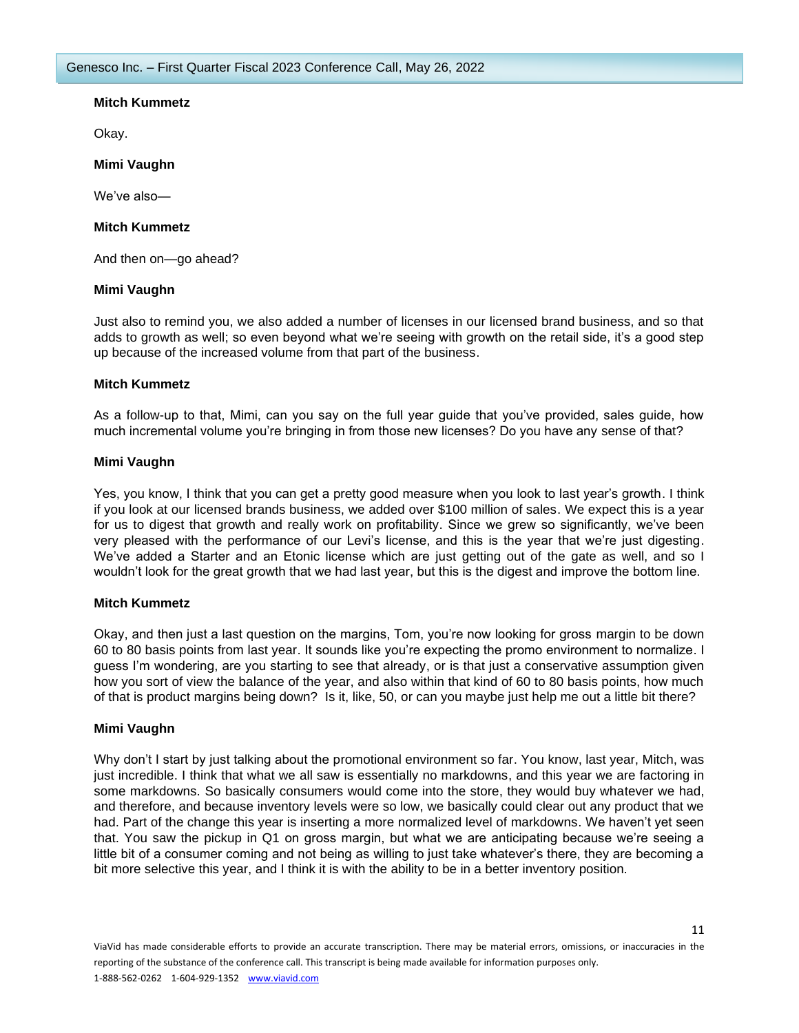**Mitch Kummetz**

Okay.

**Mimi Vaughn**

We've also—

**Mitch Kummetz**

And then on—go ahead?

**Mimi Vaughn**

Just also to remind you, we also added a number of licenses in our licensed brand business, and so that adds to growth as well; so even beyond what we're seeing with growth on the retail side, it's a good step up because of the increased volume from that part of the business.

**Mitch Kummetz**

As a follow-up to that, Mimi, can you say on the full year guide that you've provided, sales guide, how much incremental volume you're bringing in from those new licenses? Do you have any sense of that?

**Mimi Vaughn**

Yes, you know, I think that you can get a pretty good measure when you look to last year's growth. I think if you look at our licensed brands business, we added over $100 million of sales. We expect this is a year for us to digest that growth and really work on profitability. Since we grew so significantly, we've been very pleased with the performance of our Levi's license, and this is the year that we're just digesting. We've added a Starter and an Etonic license which are just getting out of the gate as well, and so I wouldn't look for the great growth that we had last year, but this is the digest and improve the bottom line.

**Mitch Kummetz**

Okay, and then just a last question on the margins, Tom, you're now looking for gross margin to be down 60 to 80 basis points from last year. It sounds like you're expecting the promo environment to normalize. I guess I'm wondering, are you starting to see that already, or is that just a conservative assumption given how you sort of view the balance of the year, and also within that kind of 60 to 80 basis points, how much of that is product margins being down? Is it, like, 50, or can you maybe just help me out a little bit there?

**Mimi Vaughn**

Why don't I start by just talking about the promotional environment so far. You know, last year, Mitch, was just incredible. I think that what we all saw is essentially no markdowns, and this year we are factoring in some markdowns. So basically consumers would come into the store, they would buy whatever we had, and therefore, and because inventory levels were so low, we basically could clear out any product that we had. Part of the change this year is inserting a more normalized level of markdowns. We haven't yet seen that. You saw the pickup in Q1 on gross margin, but what we are anticipating because we're seeing a little bit of a consumer coming and not being as willing to just take whatever's there, they are becoming a bit more selective this year, and I think it is with the ability to be in a better inventory position.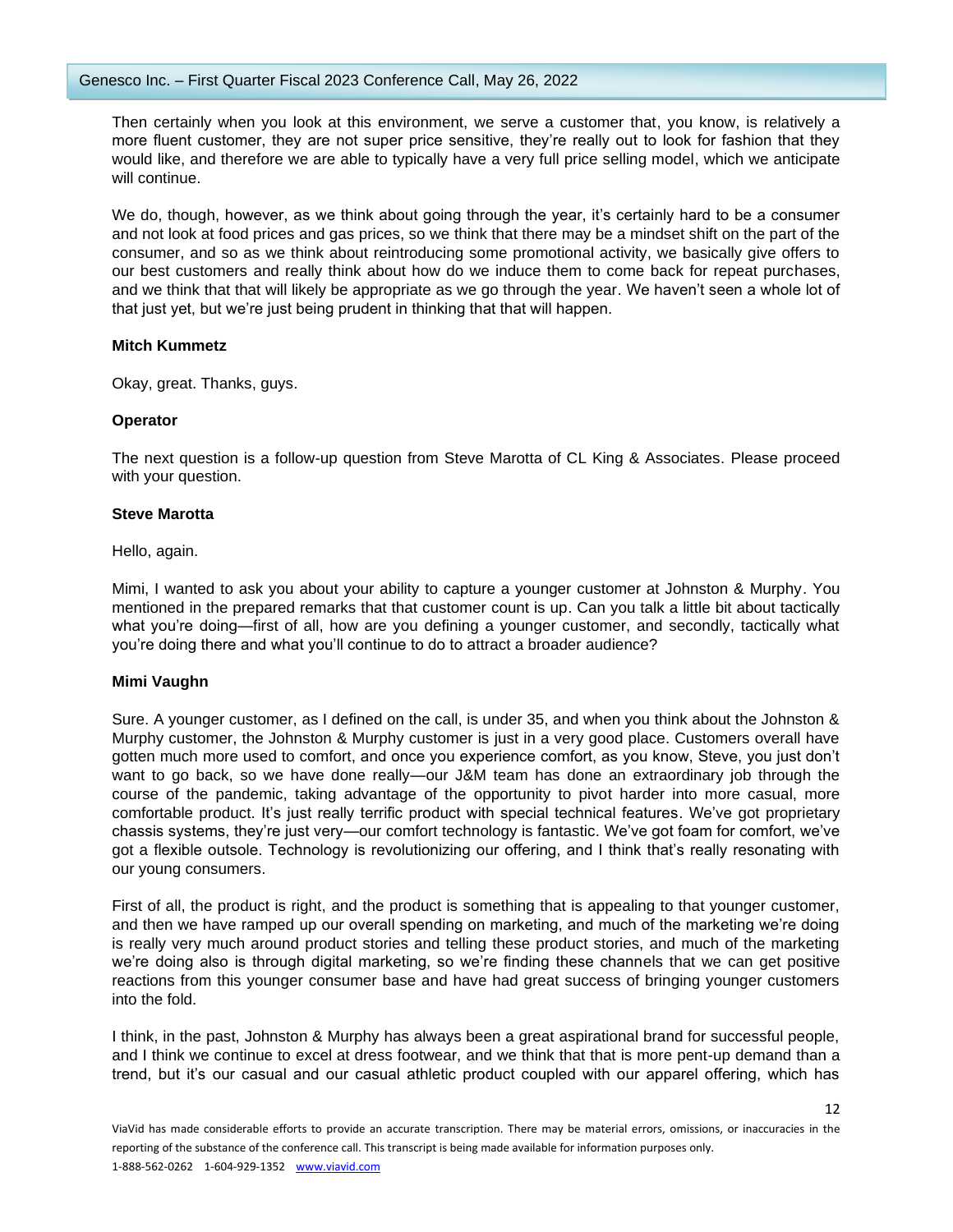Then certainly when you look at this environment, we serve a customer that, you know, is relatively a more fluent customer, they are not super price sensitive, they're really out to look for fashion that they would like, and therefore we are able to typically have a very full price selling model, which we anticipate will continue.

We do, though, however, as we think about going through the year, it's certainly hard to be a consumer and not look at food prices and gas prices, so we think that there may be a mindset shift on the part of the consumer, and so as we think about reintroducing some promotional activity, we basically give offers to our best customers and really think about how do we induce them to come back for repeat purchases, and we think that that will likely be appropriate as we go through the year. We haven't seen a whole lot of that just yet, but we're just being prudent in thinking that that will happen.

**Mitch Kummetz**

Okay, great. Thanks, guys.

**Operator**

The next question is a follow-up question from Steve Marotta of CL King & Associates. Please proceed with your question.

**Steve Marotta**

Hello, again.

Mimi, I wanted to ask you about your ability to capture a younger customer at Johnston & Murphy. You mentioned in the prepared remarks that that customer count is up. Can you talk a little bit about tactically what you're doing—first of all, how are you defining a younger customer, and secondly, tactically what you're doing there and what you'll continue to do to attract a broader audience?

**Mimi Vaughn**

Sure. A younger customer, as I defined on the call, is under 35, and when you think about the Johnston & Murphy customer, the Johnston & Murphy customer is just in a very good place. Customers overall have gotten much more used to comfort, and once you experience comfort, as you know, Steve, you just don't want to go back, so we have done really—our J&M team has done an extraordinary job through the course of the pandemic, taking advantage of the opportunity to pivot harder into more casual, more comfortable product. It's just really terrific product with special technical features. We've got proprietary chassis systems, they're just very—our comfort technology is fantastic. We've got foam for comfort, we've got a flexible outsole. Technology is revolutionizing our offering, and I think that's really resonating with our young consumers.

First of all, the product is right, and the product is something that is appealing to that younger customer, and then we have ramped up our overall spending on marketing, and much of the marketing we're doing is really very much around product stories and telling these product stories, and much of the marketing we're doing also is through digital marketing, so we're finding these channels that we can get positive reactions from this younger consumer base and have had great success of bringing younger customers into the fold.

I think, in the past, Johnston & Murphy has always been a great aspirational brand for successful people, and I think we continue to excel at dress footwear, and we think that that is more pent-up demand than a trend, but it's our casual and our casual athletic product coupled with our apparel offering, which has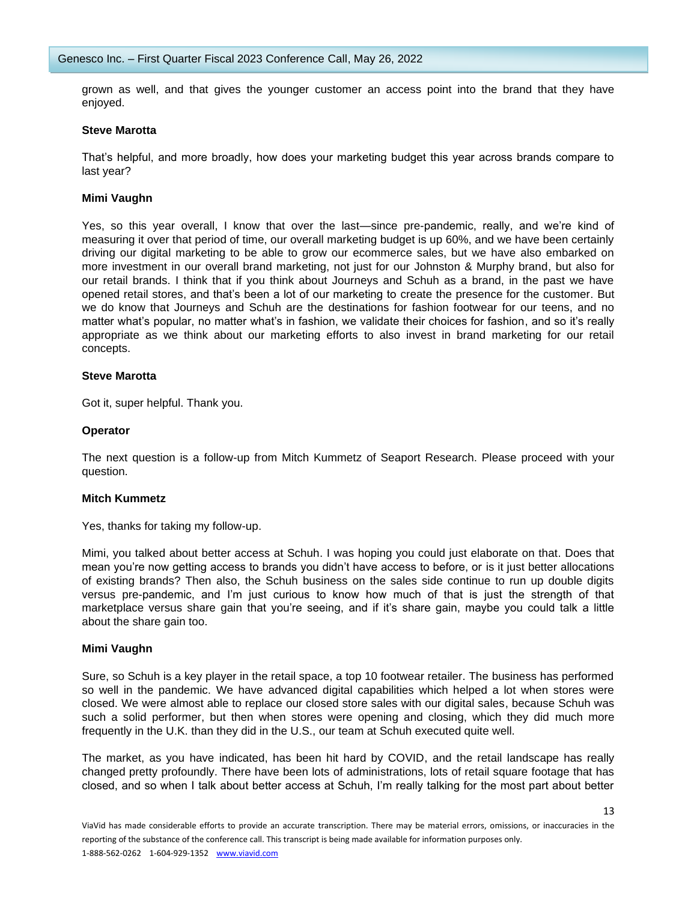grown as well, and that gives the younger customer an access point into the brand that they have enjoyed.

**Steve Marotta**

That's helpful, and more broadly, how does your marketing budget this year across brands compare to last year?

**Mimi Vaughn**

Yes, so this year overall, I know that over the last—since pre-pandemic, really, and we're kind of measuring it over that period of time, our overall marketing budget is up 60%, and we have been certainly driving our digital marketing to be able to grow our ecommerce sales, but we have also embarked on more investment in our overall brand marketing, not just for our Johnston & Murphy brand, but also for our retail brands. I think that if you think about Journeys and Schuh as a brand, in the past we have opened retail stores, and that's been a lot of our marketing to create the presence for the customer. But we do know that Journeys and Schuh are the destinations for fashion footwear for our teens, and no matter what's popular, no matter what's in fashion, we validate their choices for fashion, and so it's really appropriate as we think about our marketing efforts to also invest in brand marketing for our retail concepts.

**Steve Marotta**

Got it, super helpful. Thank you.

**Operator**

The next question is a follow-up from Mitch Kummetz of Seaport Research. Please proceed with your question.

**Mitch Kummetz**

Yes, thanks for taking my follow-up.

Mimi, you talked about better access at Schuh. I was hoping you could just elaborate on that. Does that mean you're now getting access to brands you didn't have access to before, or is it just better allocations of existing brands? Then also, the Schuh business on the sales side continue to run up double digits versus pre-pandemic, and I'm just curious to know how much of that is just the strength of that marketplace versus share gain that you're seeing, and if it's share gain, maybe you could talk a little about the share gain too.

**Mimi Vaughn**

Sure, so Schuh is a key player in the retail space, a top 10 footwear retailer. The business has performed so well in the pandemic. We have advanced digital capabilities which helped a lot when stores were closed. We were almost able to replace our closed store sales with our digital sales, because Schuh was such a solid performer, but then when stores were opening and closing, which they did much more frequently in the U.K. than they did in the U.S., our team at Schuh executed quite well.

The market, as you have indicated, has been hit hard by COVID, and the retail landscape has really changed pretty profoundly. There have been lots of administrations, lots of retail square footage that has closed, and so when I talk about better access at Schuh, I'm really talking for the most part about better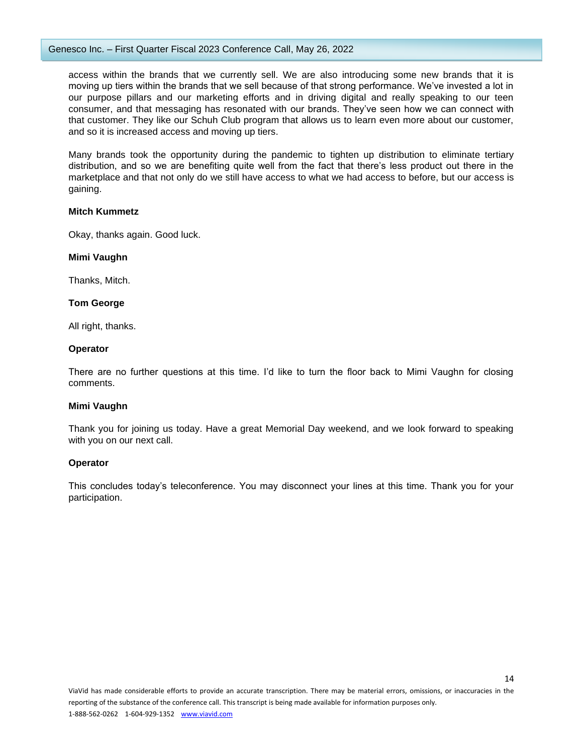access within the brands that we currently sell. We are also introducing some new brands that it is moving up tiers within the brands that we sell because of that strong performance. We've invested a lot in our purpose pillars and our marketing efforts and in driving digital and really speaking to our teen consumer, and that messaging has resonated with our brands. They've seen how we can connect with that customer. They like our Schuh Club program that allows us to learn even more about our customer, and so it is increased access and moving up tiers.

Many brands took the opportunity during the pandemic to tighten up distribution to eliminate tertiary distribution, and so we are benefiting quite well from the fact that there's less product out there in the marketplace and that not only do we still have access to what we had access to before, but our access is gaining.

**Mitch Kummetz**

Okay, thanks again. Good luck.

**Mimi Vaughn**

Thanks, Mitch.

**Tom George**

All right, thanks.

**Operator**

There are no further questions at this time. I'd like to turn the floor back to Mimi Vaughn for closing comments.

**Mimi Vaughn**

Thank you for joining us today. Have a great Memorial Day weekend, and we look forward to speaking with you on our next call.

**Operator**

This concludes today's teleconference. You may disconnect your lines at this time. Thank you for your participation.